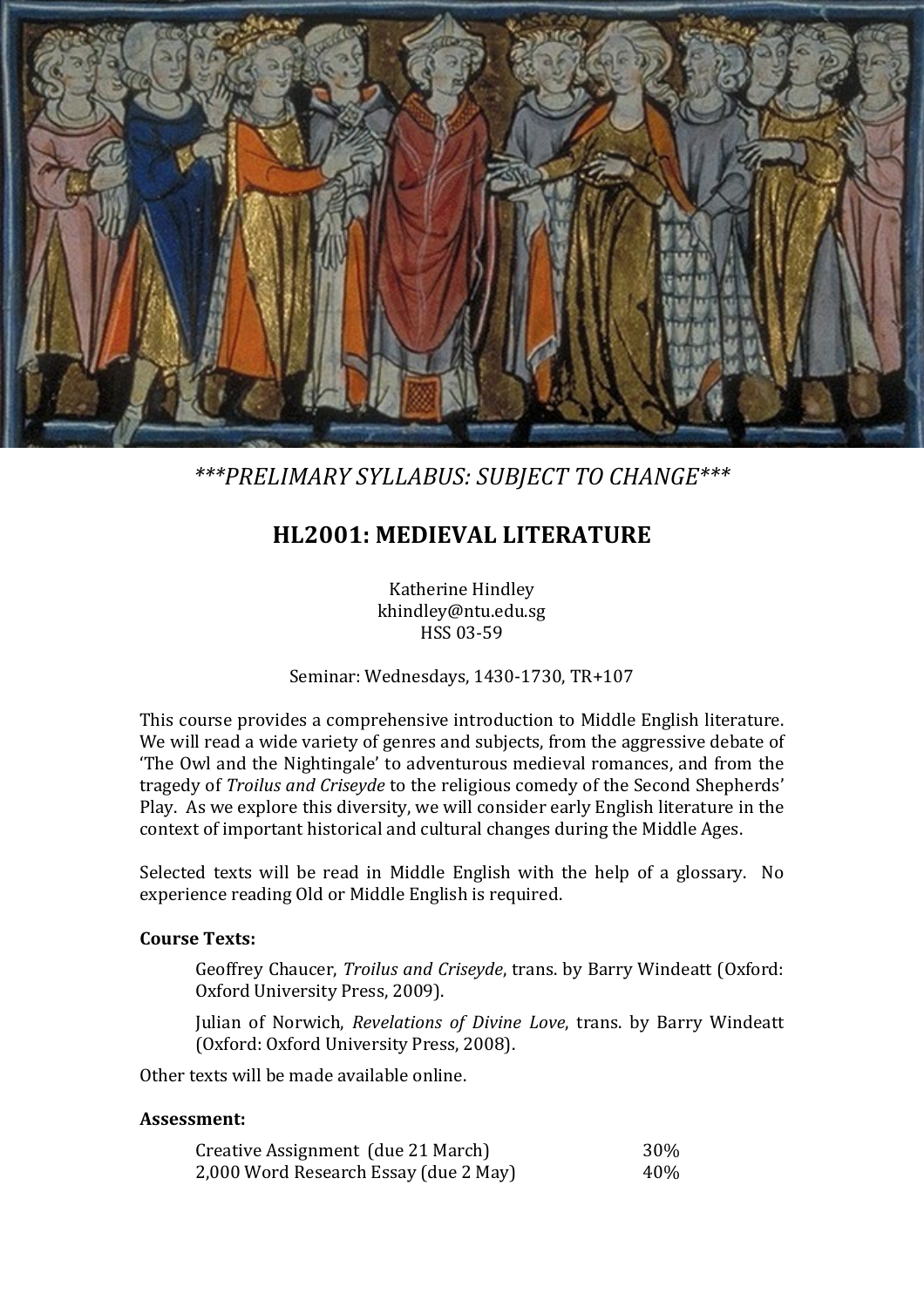*\*\*\*PRELIMARY SYLLABUS: SUBJECT TO CHANGE\*\*\**

# HL2001: MEDIEVAL LITERATURE

Katherine Hindley
khindley@ntu.edu.sg
HSS 03-59

Seminar: Wednesdays, 1430-1730, TR+107

This course provides a comprehensive introduction to Middle English literature. We will read a wide variety of genres and subjects, from the aggressive debate of 'The Owl and the Nightingale' to adventurous medieval romances, and from the tragedy of *Troilus and Criseyde* to the religious comedy of the Second Shepherds' Play. As we explore this diversity, we will consider early English literature in the context of important historical and cultural changes during the Middle Ages.

Selected texts will be read in Middle English with the help of a glossary. No experience reading Old or Middle English is required.

**Course Texts:**

Geoffrey Chaucer, *Troilus and Criseyde*, trans. by Barry Windeatt (Oxford: Oxford University Press, 2009).

Julian of Norwich, *Revelations of Divine Love*, trans. by Barry Windeatt (Oxford: Oxford University Press, 2008).

Other texts will be made available online.

**Assessment:**

| | |
|---|---|
| Creative Assignment (due 21 March) | 30% |
| 2,000 Word Research Essay (due 2 May) | 40% |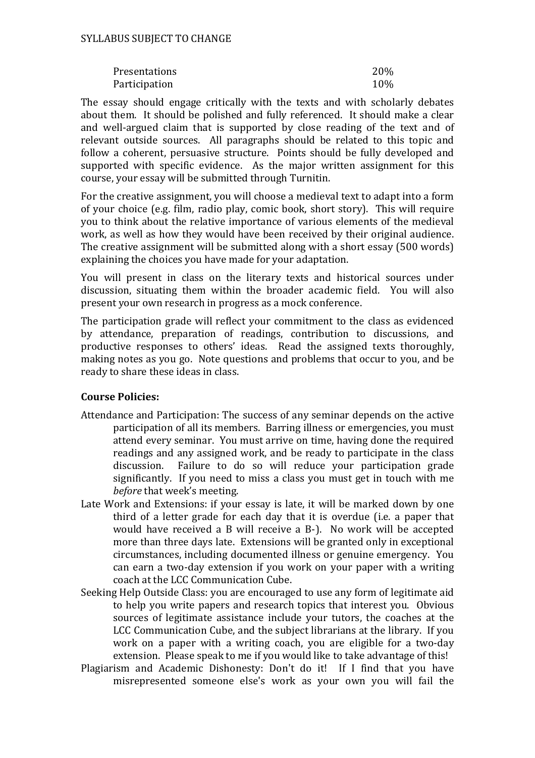| | |
|---|---|
| Presentations | 20% |
| Participation | 10% |

The essay should engage critically with the texts and with scholarly debates about them. It should be polished and fully referenced. It should make a clear and well-argued claim that is supported by close reading of the text and of relevant outside sources. All paragraphs should be related to this topic and follow a coherent, persuasive structure. Points should be fully developed and supported with specific evidence. As the major written assignment for this course, your essay will be submitted through Turnitin.

For the creative assignment, you will choose a medieval text to adapt into a form of your choice (e.g. film, radio play, comic book, short story). This will require you to think about the relative importance of various elements of the medieval work, as well as how they would have been received by their original audience. The creative assignment will be submitted along with a short essay (500 words) explaining the choices you have made for your adaptation.

You will present in class on the literary texts and historical sources under discussion, situating them within the broader academic field. You will also present your own research in progress as a mock conference.

The participation grade will reflect your commitment to the class as evidenced by attendance, preparation of readings, contribution to discussions, and productive responses to others' ideas. Read the assigned texts thoroughly, making notes as you go. Note questions and problems that occur to you, and be ready to share these ideas in class.

**Course Policies:**

Attendance and Participation: The success of any seminar depends on the active participation of all its members. Barring illness or emergencies, you must attend every seminar. You must arrive on time, having done the required readings and any assigned work, and be ready to participate in the class discussion. Failure to do so will reduce your participation grade significantly. If you need to miss a class you must get in touch with me *before* that week's meeting.

Late Work and Extensions: if your essay is late, it will be marked down by one third of a letter grade for each day that it is overdue (i.e. a paper that would have received a B will receive a B-). No work will be accepted more than three days late. Extensions will be granted only in exceptional circumstances, including documented illness or genuine emergency. You can earn a two-day extension if you work on your paper with a writing coach at the LCC Communication Cube.

Seeking Help Outside Class: you are encouraged to use any form of legitimate aid to help you write papers and research topics that interest you. Obvious sources of legitimate assistance include your tutors, the coaches at the LCC Communication Cube, and the subject librarians at the library. If you work on a paper with a writing coach, you are eligible for a two-day extension. Please speak to me if you would like to take advantage of this!

Plagiarism and Academic Dishonesty: Don't do it! If I find that you have misrepresented someone else's work as your own you will fail the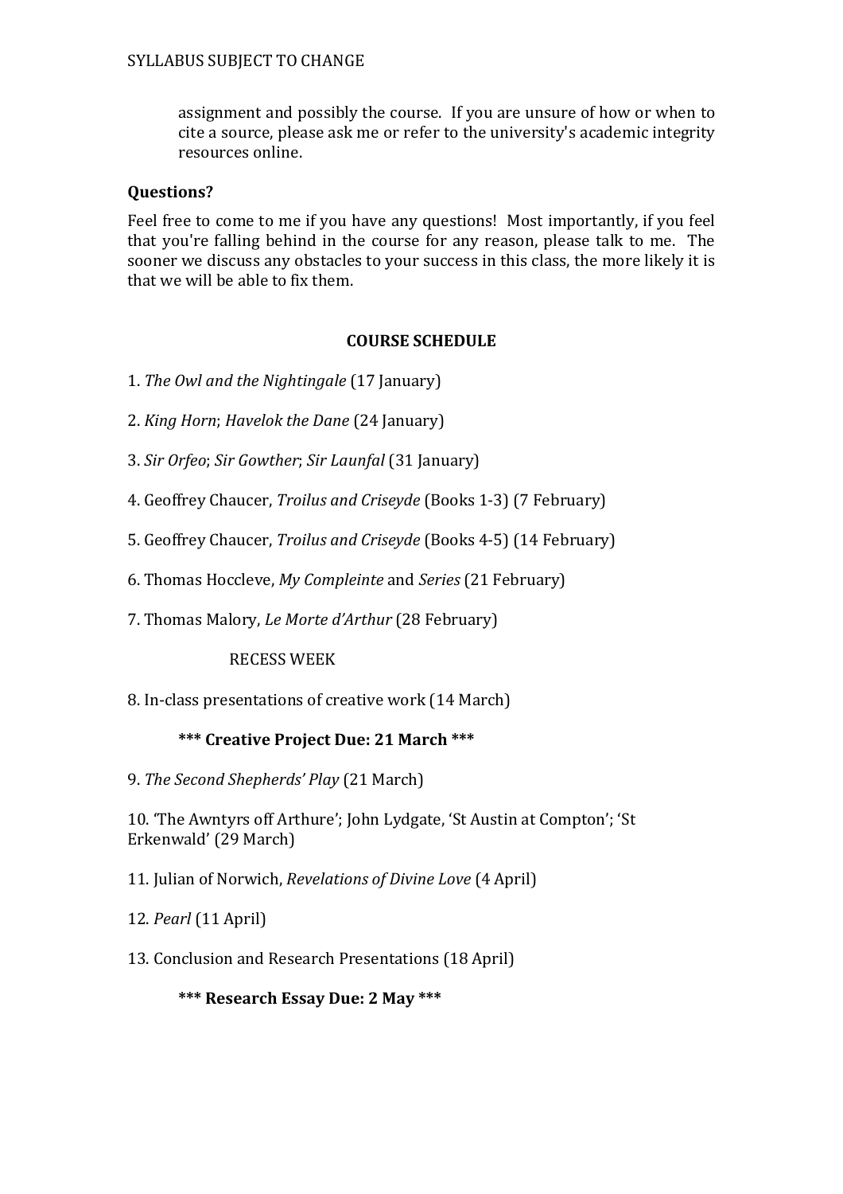assignment and possibly the course. If you are unsure of how or when to cite a source, please ask me or refer to the university's academic integrity resources online.

**Questions?**

Feel free to come to me if you have any questions! Most importantly, if you feel that you're falling behind in the course for any reason, please talk to me. The sooner we discuss any obstacles to your success in this class, the more likely it is that we will be able to fix them.

## COURSE SCHEDULE

1. *The Owl and the Nightingale* (17 January)

2. *King Horn*; *Havelok the Dane* (24 January)

3. *Sir Orfeo*; *Sir Gowther*; *Sir Launfal* (31 January)

4. Geoffrey Chaucer, *Troilus and Criseyde* (Books 1-3) (7 February)

5. Geoffrey Chaucer, *Troilus and Criseyde* (Books 4-5) (14 February)

6. Thomas Hoccleve, *My Compleinte* and *Series* (21 February)

7. Thomas Malory, *Le Morte d'Arthur* (28 February)

RECESS WEEK

8. In-class presentations of creative work (14 March)

**\*\*\* Creative Project Due: 21 March \*\*\***

9. *The Second Shepherds' Play* (21 March)

10. 'The Awntyrs off Arthure'; John Lydgate, 'St Austin at Compton'; 'St Erkenwald' (29 March)

11. Julian of Norwich, *Revelations of Divine Love* (4 April)

12. *Pearl* (11 April)

13. Conclusion and Research Presentations (18 April)

**\*\*\* Research Essay Due: 2 May \*\*\***